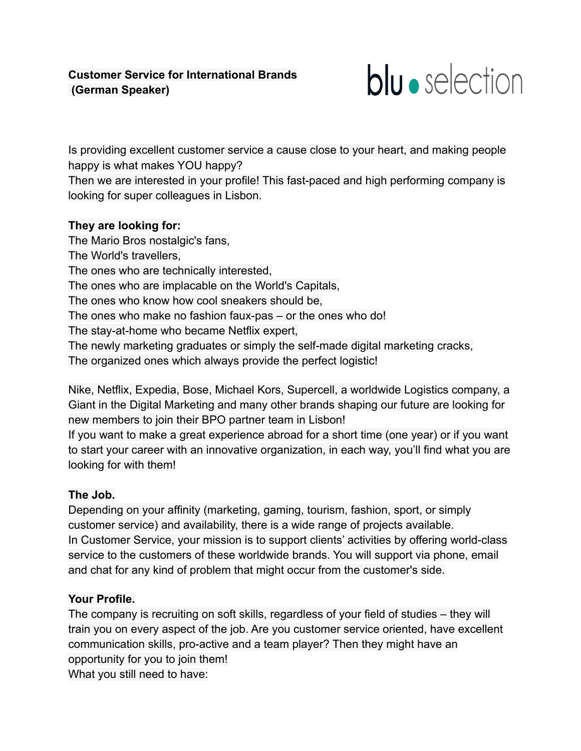**Customer Service for International Brands (German Speaker)**

blu • selection

Is providing excellent customer service a cause close to your heart, and making people happy is what makes YOU happy?
Then we are interested in your profile! This fast-paced and high performing company is looking for super colleagues in Lisbon.

**They are looking for:**
The Mario Bros nostalgic's fans,
The World's travellers,
The ones who are technically interested,
The ones who are implacable on the World's Capitals,
The ones who know how cool sneakers should be,
The ones who make no fashion faux-pas – or the ones who do!
The stay-at-home who became Netflix expert,
The newly marketing graduates or simply the self-made digital marketing cracks,
The organized ones which always provide the perfect logistic!

Nike, Netflix, Expedia, Bose, Michael Kors, Supercell, a worldwide Logistics company, a Giant in the Digital Marketing and many other brands shaping our future are looking for new members to join their BPO partner team in Lisbon!
If you want to make a great experience abroad for a short time (one year) or if you want to start your career with an innovative organization, in each way, you'll find what you are looking for with them!

**The Job.**
Depending on your affinity (marketing, gaming, tourism, fashion, sport, or simply customer service) and availability, there is a wide range of projects available.
In Customer Service, your mission is to support clients' activities by offering world-class service to the customers of these worldwide brands. You will support via phone, email and chat for any kind of problem that might occur from the customer's side.

**Your Profile.**
The company is recruiting on soft skills, regardless of your field of studies – they will train you on every aspect of the job. Are you customer service oriented, have excellent communication skills, pro-active and a team player? Then they might have an opportunity for you to join them!
What you still need to have: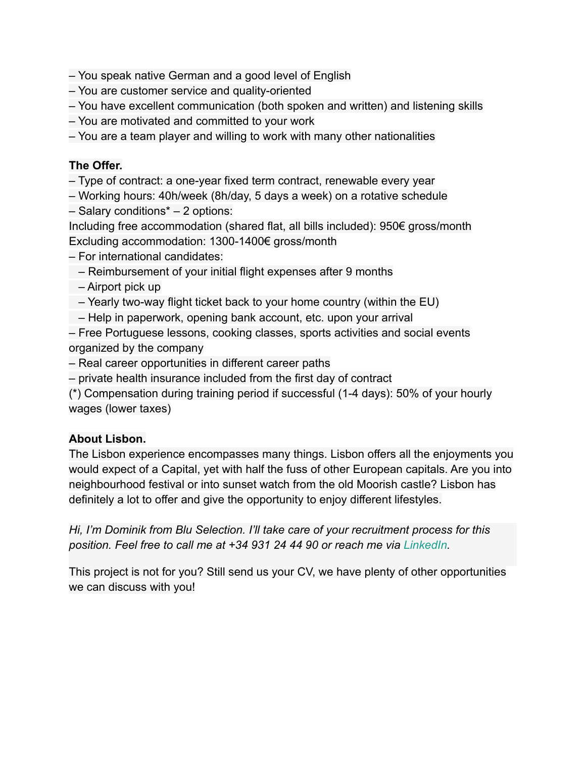– You speak native German and a good level of English
– You are customer service and quality-oriented
– You have excellent communication (both spoken and written) and listening skills
– You are motivated and committed to your work
– You are a team player and willing to work with many other nationalities

**The Offer.**
– Type of contract: a one-year fixed term contract, renewable every year
– Working hours: 40h/week (8h/day, 5 days a week) on a rotative schedule
– Salary conditions* – 2 options:
Including free accommodation (shared flat, all bills included): 950€ gross/month
Excluding accommodation: 1300-1400€ gross/month
– For international candidates:
  – Reimbursement of your initial flight expenses after 9 months
  – Airport pick up
  – Yearly two-way flight ticket back to your home country (within the EU)
  – Help in paperwork, opening bank account, etc. upon your arrival
– Free Portuguese lessons, cooking classes, sports activities and social events organized by the company
– Real career opportunities in different career paths
– private health insurance included from the first day of contract
(*) Compensation during training period if successful (1-4 days): 50% of your hourly wages (lower taxes)

**About Lisbon.**
The Lisbon experience encompasses many things. Lisbon offers all the enjoyments you would expect of a Capital, yet with half the fuss of other European capitals. Are you into neighbourhood festival or into sunset watch from the old Moorish castle? Lisbon has definitely a lot to offer and give the opportunity to enjoy different lifestyles.

*Hi, I'm Dominik from Blu Selection. I'll take care of your recruitment process for this position. Feel free to call me at +34 931 24 44 90 or reach me via LinkedIn.*

This project is not for you? Still send us your CV, we have plenty of other opportunities we can discuss with you!